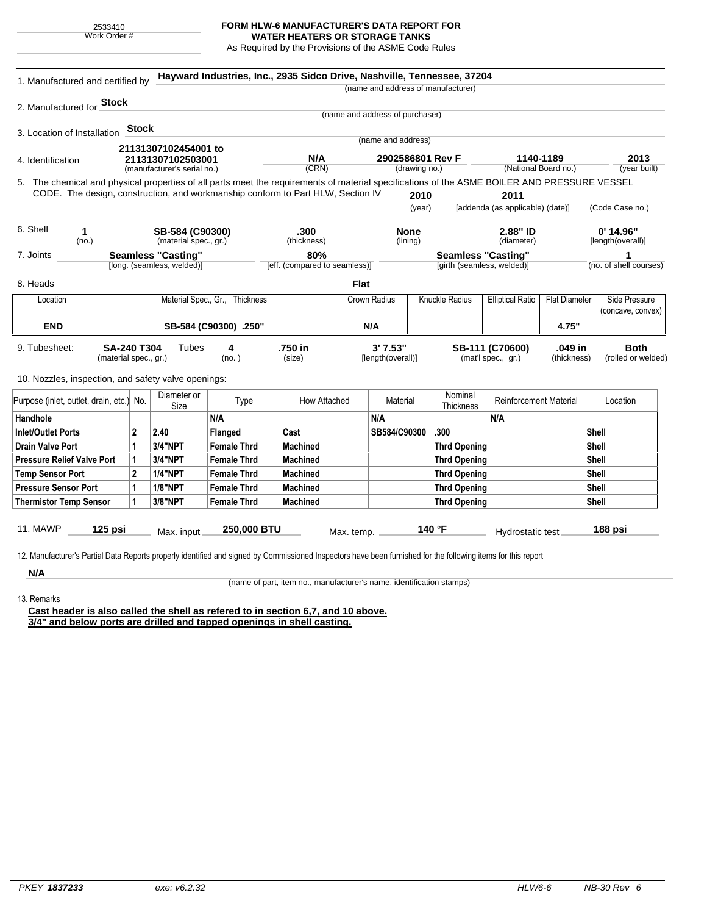2533410
Work Order #

# FORM HLW-6 MANUFACTURER'S DATA REPORT FOR WATER HEATERS OR STORAGE TANKS

As Required by the Provisions of the ASME Code Rules

1. Manufactured and certified by **Hayward Industries, Inc., 2935 Sidco Drive, Nashville, Tennessee, 37204**
(name and address of manufacturer)

2. Manufactured for **Stock**
(name and address of purchaser)

3. Location of Installation **Stock**
(name and address)

4. Identification **21131307102454001 to 21131307102503001** (manufacturer's serial no.) **N/A** (CRN) **2902586801 Rev F** (drawing no.) **1140-1189** (National Board no.) **2013** (year built)

5. The chemical and physical properties of all parts meet the requirements of material specifications of the ASME BOILER AND PRESSURE VESSEL CODE. The design, construction, and workmanship conform to Part HLW, Section IV **2010** (year) **2011** [addenda (as applicable) (date)] (Code Case no.)

6. Shell **1** (no.) **SB-584 (C90300)** (material spec., gr.) **.300** (thickness) **None** (lining) **2.88" ID** (diameter) **0' 14.96"** [length(overall)]

7. Joints **Seamless "Casting"** [long. (seamless, welded)] **80%** [eff. (compared to seamless)] **Seamless "Casting"** [girth (seamless, welded)] **1** (no. of shell courses)

8. Heads **Flat**

| Location | Material Spec., Gr., Thickness | Crown Radius | Knuckle Radius | Elliptical Ratio | Flat Diameter | Side Pressure (concave, convex) |
|---|---|---|---|---|---|---|
| **END** | **SB-584 (C90300) .250"** | **N/A** | | | **4.75"** | |

9. Tubesheet: **SA-240 T304** (material spec., gr.) Tubes **4** (no.) **.750 in** (size) **3' 7.53"** [length(overall)] **SB-111 (C70600)** (mat'l spec., gr.) **.049 in** (thickness) **Both** (rolled or welded)

10. Nozzles, inspection, and safety valve openings:

| Purpose (inlet, outlet, drain, etc.) | No. | Diameter or Size | Type | How Attached | Material | Nominal Thickness | Reinforcement Material | Location |
|---|---|---|---|---|---|---|---|---|
| **Handhole** | | | **N/A** | | **N/A** | | **N/A** | |
| **Inlet/Outlet Ports** | **2** | **2.40** | **Flanged** | **Cast** | **SB584/C90300** | **.300** | | **Shell** |
| **Drain Valve Port** | **1** | **3/4"NPT** | **Female Thrd** | **Machined** | | **Thrd Opening** | | **Shell** |
| **Pressure Relief Valve Port** | **1** | **3/4"NPT** | **Female Thrd** | **Machined** | | **Thrd Opening** | | **Shell** |
| **Temp Sensor Port** | **2** | **1/4"NPT** | **Female Thrd** | **Machined** | | **Thrd Opening** | | **Shell** |
| **Pressure Sensor Port** | **1** | **1/8"NPT** | **Female Thrd** | **Machined** | | **Thrd Opening** | | **Shell** |
| **Thermistor Temp Sensor** | **1** | **3/8"NPT** | **Female Thrd** | **Machined** | | **Thrd Opening** | | **Shell** |

11. MAWP **125 psi** Max. input **250,000 BTU** Max. temp. **140 °F** Hydrostatic test **188 psi**

12. Manufacturer's Partial Data Reports properly identified and signed by Commissioned Inspectors have been furnished for the following items for this report

**N/A**
(name of part, item no., manufacturer's name, identification stamps)

13. Remarks

**Cast header is also called the shell as refered to in section 6,7, and 10 above.**
**3/4" and below ports are drilled and tapped openings in shell casting.**

PKEY **1837233** exe: v6.2.32 HLW6-6 NB-30 Rev 6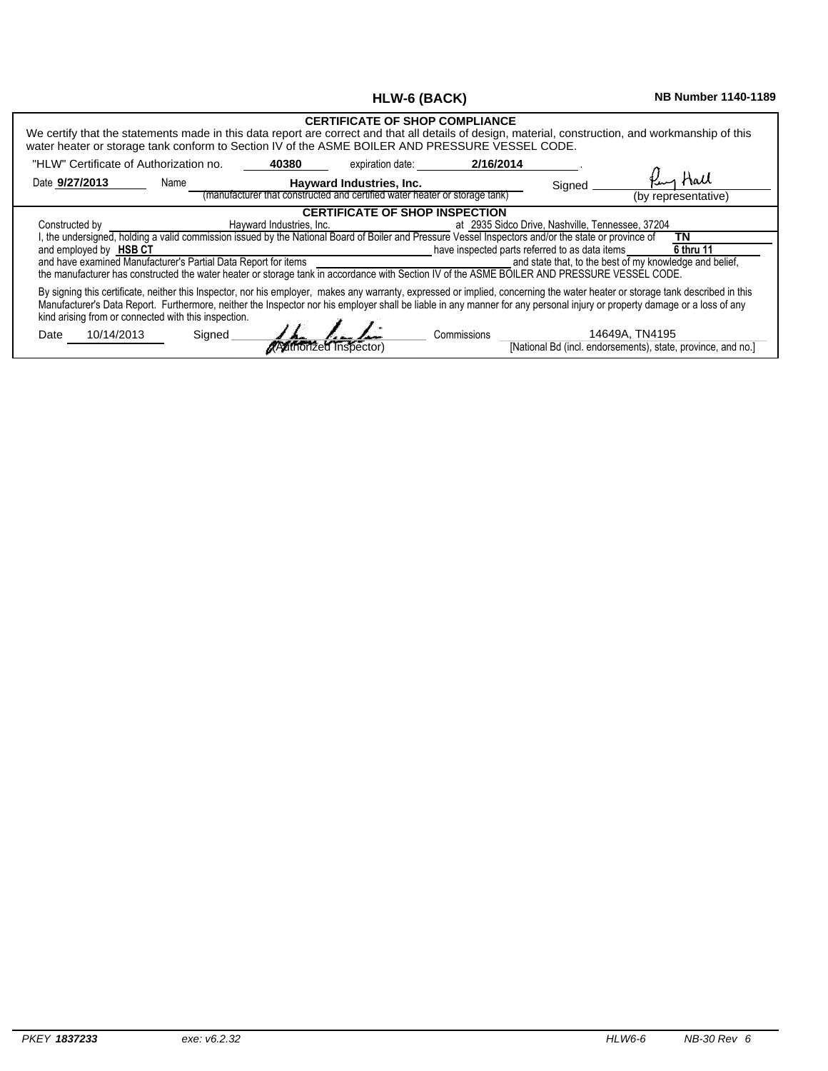## HLW-6 (BACK)

**NB Number 1140-1189**

### CERTIFICATE OF SHOP COMPLIANCE

We certify that the statements made in this data report are correct and that all details of design, material, construction, and workmanship of this water heater or storage tank conform to Section IV of the ASME BOILER AND PRESSURE VESSEL CODE.

"HLW" Certificate of Authorization no. **40380** expiration date: **2/16/2014** .

Date **9/27/2013** Name **Hayward Industries, Inc.** Signed Ray Hall
(manufacturer that constructed and certified water heater or storage tank) (by representative)

### CERTIFICATE OF SHOP INSPECTION

Constructed by Hayward Industries, Inc. at 2935 Sidco Drive, Nashville, Tennessee, 37204

I, the undersigned, holding a valid commission issued by the National Board of Boiler and Pressure Vessel Inspectors and/or the state or province of **TN** and employed by **HSB CT** have inspected parts referred to as data items **6 thru 11** and have examined Manufacturer's Partial Data Report for items \_\_\_\_\_\_\_\_\_\_ and state that, to the best of my knowledge and belief, the manufacturer has constructed the water heater or storage tank in accordance with Section IV of the ASME BOILER AND PRESSURE VESSEL CODE.

By signing this certificate, neither this Inspector, nor his employer, makes any warranty, expressed or implied, concerning the water heater or storage tank described in this Manufacturer's Data Report. Furthermore, neither the Inspector nor his employer shall be liable in any manner for any personal injury or property damage or a loss of any kind arising from or connected with this inspection.

Date 10/14/2013 Signed \_\_\_\_\_\_\_\_\_\_ (Authorized Inspector) Commissions 14649A, TN4195
[National Bd (incl. endorsements), state, province, and no.]

PKEY **1837233** exe: v6.2.32 HLW6-6 NB-30 Rev 6